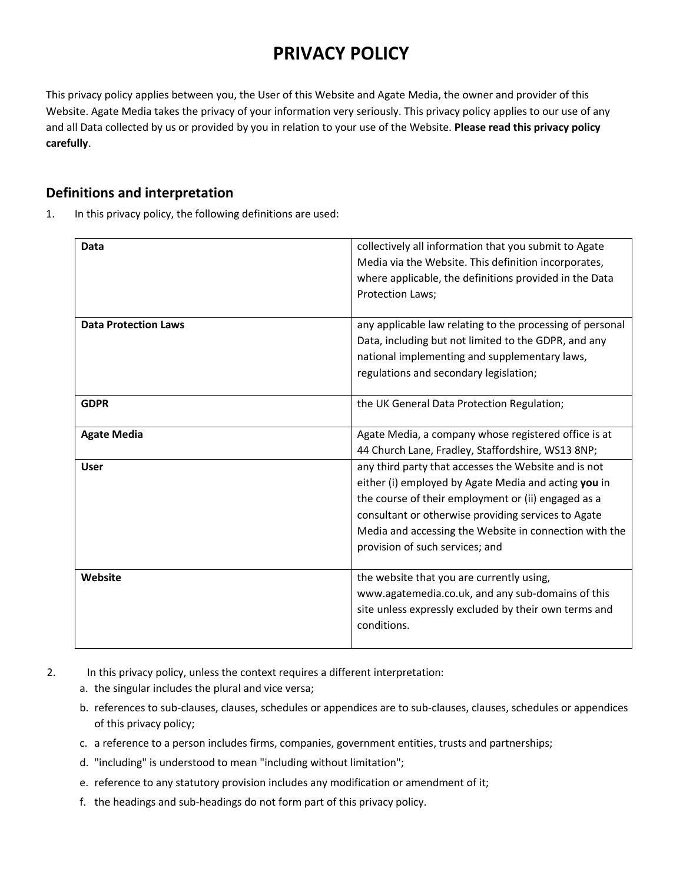# PRIVACY POLICY

This privacy policy applies between you, the User of this Website and Agate Media, the owner and provider of this Website. Agate Media takes the privacy of your information very seriously. This privacy policy applies to our use of any and all Data collected by us or provided by you in relation to your use of the Website. **Please read this privacy policy carefully**.

## Definitions and interpretation

1. In this privacy policy, the following definitions are used:

| | |
|---|---|
| **Data** | collectively all information that you submit to Agate Media via the Website. This definition incorporates, where applicable, the definitions provided in the Data Protection Laws; |
| **Data Protection Laws** | any applicable law relating to the processing of personal Data, including but not limited to the GDPR, and any national implementing and supplementary laws, regulations and secondary legislation; |
| **GDPR** | the UK General Data Protection Regulation; |
| **Agate Media** | Agate Media, a company whose registered office is at 44 Church Lane, Fradley, Staffordshire, WS13 8NP; |
| **User** | any third party that accesses the Website and is not either (i) employed by Agate Media and acting **you** in the course of their employment or (ii) engaged as a consultant or otherwise providing services to Agate Media and accessing the Website in connection with the provision of such services; and |
| **Website** | the website that you are currently using, www.agatemedia.co.uk, and any sub-domains of this site unless expressly excluded by their own terms and conditions. |

2. In this privacy policy, unless the context requires a different interpretation:
   a. the singular includes the plural and vice versa;
   b. references to sub-clauses, clauses, schedules or appendices are to sub-clauses, clauses, schedules or appendices of this privacy policy;
   c. a reference to a person includes firms, companies, government entities, trusts and partnerships;
   d. "including" is understood to mean "including without limitation";
   e. reference to any statutory provision includes any modification or amendment of it;
   f. the headings and sub-headings do not form part of this privacy policy.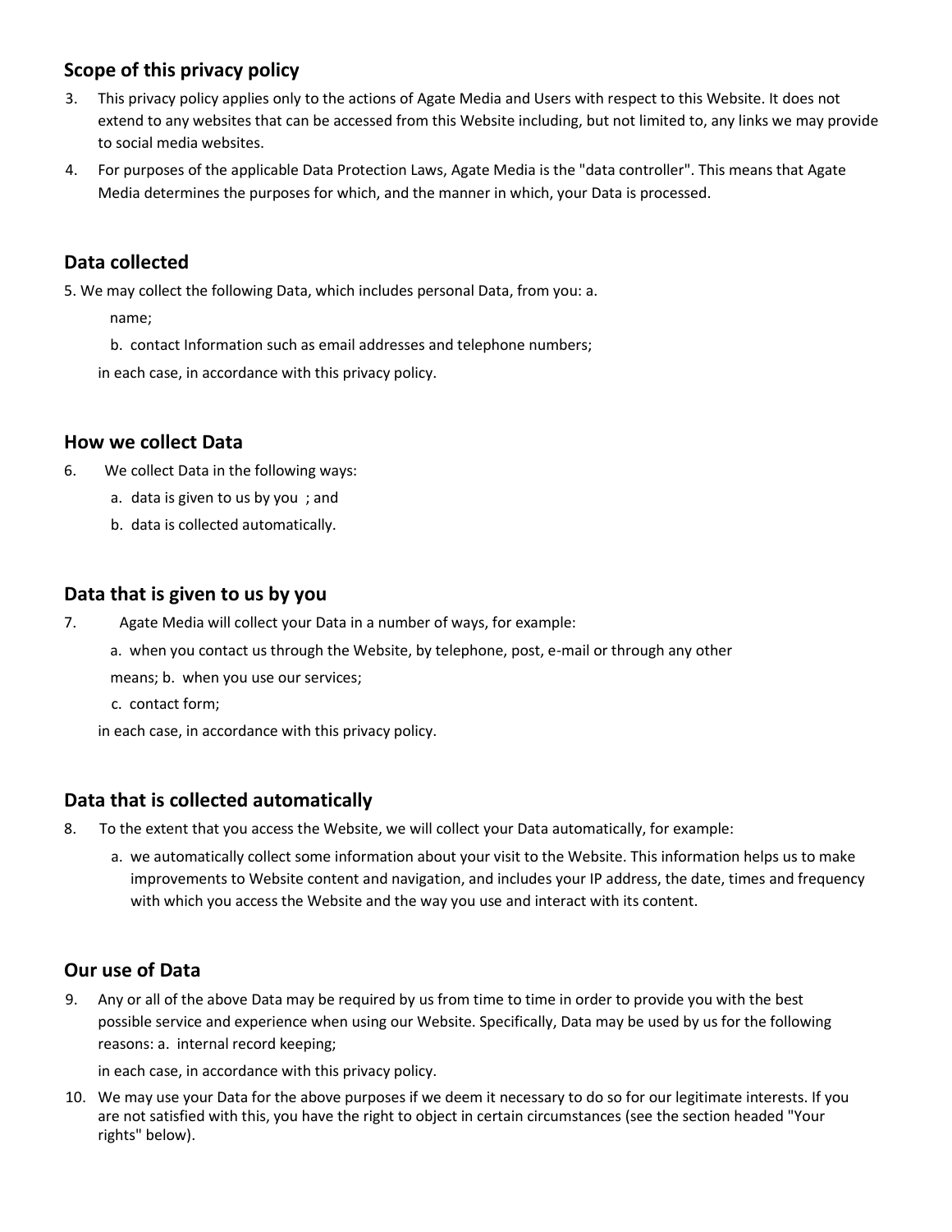## Scope of this privacy policy

3. This privacy policy applies only to the actions of Agate Media and Users with respect to this Website. It does not extend to any websites that can be accessed from this Website including, but not limited to, any links we may provide to social media websites.
4. For purposes of the applicable Data Protection Laws, Agate Media is the "data controller". This means that Agate Media determines the purposes for which, and the manner in which, your Data is processed.

## Data collected

5. We may collect the following Data, which includes personal Data, from you: a. name;
   b. contact Information such as email addresses and telephone numbers;

   in each case, in accordance with this privacy policy.

## How we collect Data

6. We collect Data in the following ways:
   a. data is given to us by you ; and
   b. data is collected automatically.

## Data that is given to us by you

7. Agate Media will collect your Data in a number of ways, for example:
   a. when you contact us through the Website, by telephone, post, e-mail or through any other means; b. when you use our services;
   c. contact form;

   in each case, in accordance with this privacy policy.

## Data that is collected automatically

8. To the extent that you access the Website, we will collect your Data automatically, for example:
   a. we automatically collect some information about your visit to the Website. This information helps us to make improvements to Website content and navigation, and includes your IP address, the date, times and frequency with which you access the Website and the way you use and interact with its content.

## Our use of Data

9. Any or all of the above Data may be required by us from time to time in order to provide you with the best possible service and experience when using our Website. Specifically, Data may be used by us for the following reasons: a. internal record keeping;

   in each case, in accordance with this privacy policy.
10. We may use your Data for the above purposes if we deem it necessary to do so for our legitimate interests. If you are not satisfied with this, you have the right to object in certain circumstances (see the section headed "Your rights" below).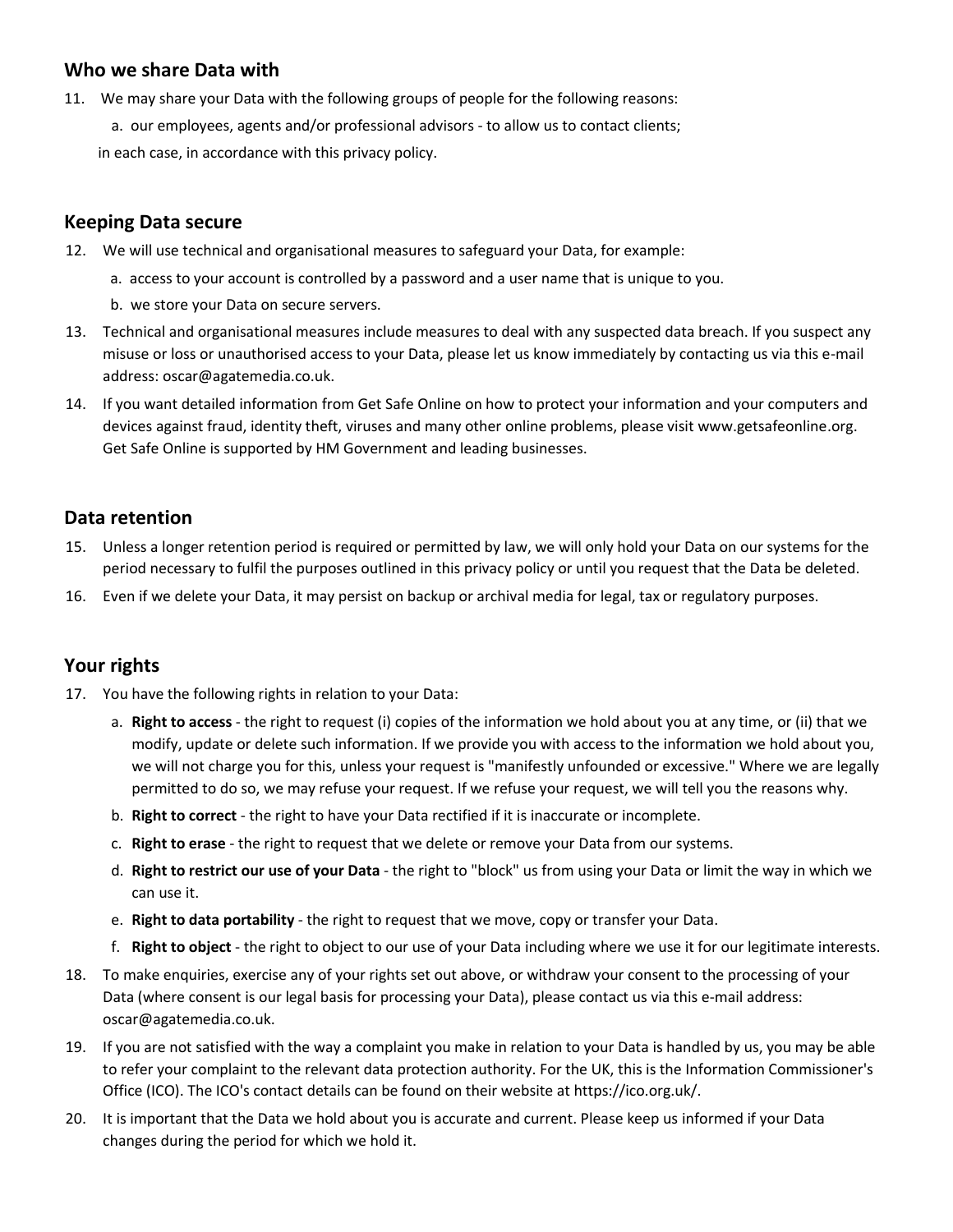## Who we share Data with

11. We may share your Data with the following groups of people for the following reasons:
    a. our employees, agents and/or professional advisors - to allow us to contact clients;

    in each case, in accordance with this privacy policy.

## Keeping Data secure

12. We will use technical and organisational measures to safeguard your Data, for example:
    a. access to your account is controlled by a password and a user name that is unique to you.
    b. we store your Data on secure servers.
13. Technical and organisational measures include measures to deal with any suspected data breach. If you suspect any misuse or loss or unauthorised access to your Data, please let us know immediately by contacting us via this e-mail address: oscar@agatemedia.co.uk.
14. If you want detailed information from Get Safe Online on how to protect your information and your computers and devices against fraud, identity theft, viruses and many other online problems, please visit www.getsafeonline.org. Get Safe Online is supported by HM Government and leading businesses.

## Data retention

15. Unless a longer retention period is required or permitted by law, we will only hold your Data on our systems for the period necessary to fulfil the purposes outlined in this privacy policy or until you request that the Data be deleted.
16. Even if we delete your Data, it may persist on backup or archival media for legal, tax or regulatory purposes.

## Your rights

17. You have the following rights in relation to your Data:
    a. **Right to access** - the right to request (i) copies of the information we hold about you at any time, or (ii) that we modify, update or delete such information. If we provide you with access to the information we hold about you, we will not charge you for this, unless your request is "manifestly unfounded or excessive." Where we are legally permitted to do so, we may refuse your request. If we refuse your request, we will tell you the reasons why.
    b. **Right to correct** - the right to have your Data rectified if it is inaccurate or incomplete.
    c. **Right to erase** - the right to request that we delete or remove your Data from our systems.
    d. **Right to restrict our use of your Data** - the right to "block" us from using your Data or limit the way in which we can use it.
    e. **Right to data portability** - the right to request that we move, copy or transfer your Data.
    f. **Right to object** - the right to object to our use of your Data including where we use it for our legitimate interests.
18. To make enquiries, exercise any of your rights set out above, or withdraw your consent to the processing of your Data (where consent is our legal basis for processing your Data), please contact us via this e-mail address: oscar@agatemedia.co.uk.
19. If you are not satisfied with the way a complaint you make in relation to your Data is handled by us, you may be able to refer your complaint to the relevant data protection authority. For the UK, this is the Information Commissioner's Office (ICO). The ICO's contact details can be found on their website at https://ico.org.uk/.
20. It is important that the Data we hold about you is accurate and current. Please keep us informed if your Data changes during the period for which we hold it.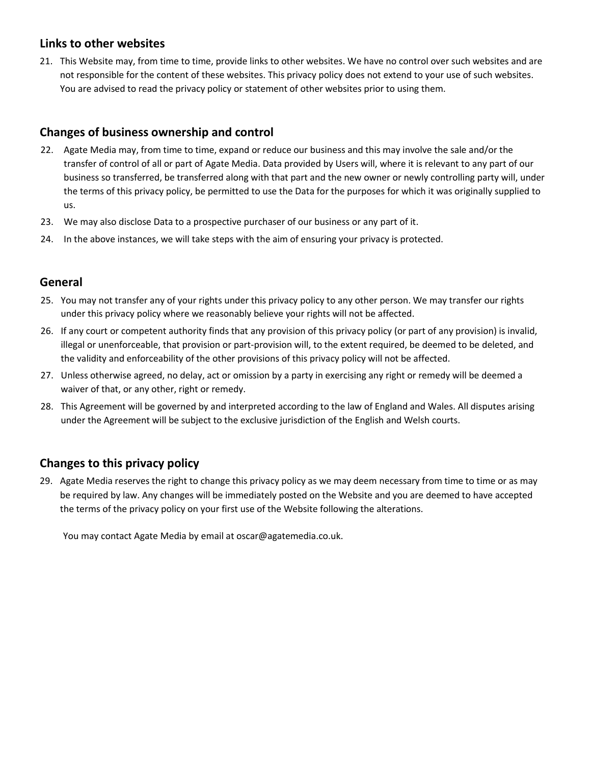## Links to other websites

21. This Website may, from time to time, provide links to other websites. We have no control over such websites and are not responsible for the content of these websites. This privacy policy does not extend to your use of such websites. You are advised to read the privacy policy or statement of other websites prior to using them.

## Changes of business ownership and control

22. Agate Media may, from time to time, expand or reduce our business and this may involve the sale and/or the transfer of control of all or part of Agate Media. Data provided by Users will, where it is relevant to any part of our business so transferred, be transferred along with that part and the new owner or newly controlling party will, under the terms of this privacy policy, be permitted to use the Data for the purposes for which it was originally supplied to us.
23. We may also disclose Data to a prospective purchaser of our business or any part of it.
24. In the above instances, we will take steps with the aim of ensuring your privacy is protected.

## General

25. You may not transfer any of your rights under this privacy policy to any other person. We may transfer our rights under this privacy policy where we reasonably believe your rights will not be affected.
26. If any court or competent authority finds that any provision of this privacy policy (or part of any provision) is invalid, illegal or unenforceable, that provision or part-provision will, to the extent required, be deemed to be deleted, and the validity and enforceability of the other provisions of this privacy policy will not be affected.
27. Unless otherwise agreed, no delay, act or omission by a party in exercising any right or remedy will be deemed a waiver of that, or any other, right or remedy.
28. This Agreement will be governed by and interpreted according to the law of England and Wales. All disputes arising under the Agreement will be subject to the exclusive jurisdiction of the English and Welsh courts.

## Changes to this privacy policy

29. Agate Media reserves the right to change this privacy policy as we may deem necessary from time to time or as may be required by law. Any changes will be immediately posted on the Website and you are deemed to have accepted the terms of the privacy policy on your first use of the Website following the alterations.

You may contact Agate Media by email at oscar@agatemedia.co.uk.